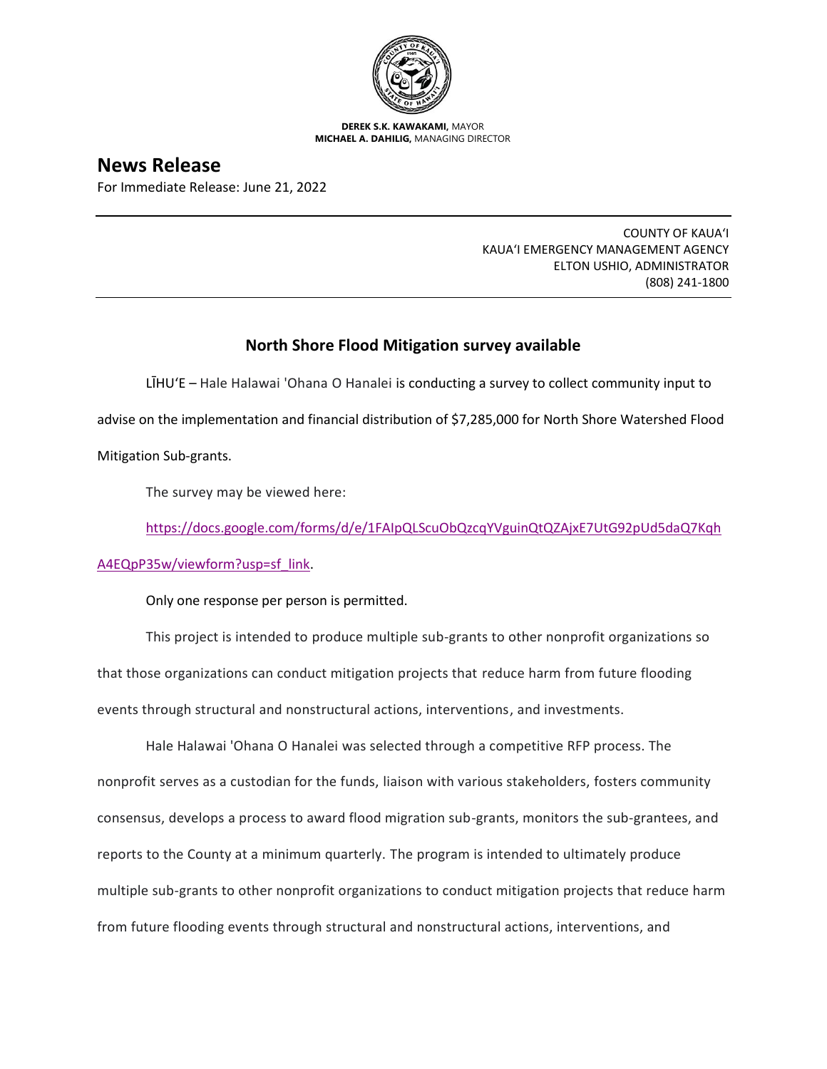**DEREK S.K. KAWAKAMI,** MAYOR
**MICHAEL A. DAHILIG,** MANAGING DIRECTOR

# News Release

For Immediate Release: June 21, 2022

COUNTY OF KAUAʻI
KAUAʻI EMERGENCY MANAGEMENT AGENCY
ELTON USHIO, ADMINISTRATOR
(808) 241-1800

## North Shore Flood Mitigation survey available

LĪHUʻE – Hale Halawai 'Ohana O Hanalei is conducting a survey to collect community input to advise on the implementation and financial distribution of $7,285,000 for North Shore Watershed Flood Mitigation Sub-grants.

The survey may be viewed here:

https://docs.google.com/forms/d/e/1FAIpQLScuObQzcqYVguinQtQZAjxE7UtG92pUd5daQ7KqhA4EQpP35w/viewform?usp=sf_link.

Only one response per person is permitted.

This project is intended to produce multiple sub-grants to other nonprofit organizations so that those organizations can conduct mitigation projects that reduce harm from future flooding events through structural and nonstructural actions, interventions, and investments.

Hale Halawai 'Ohana O Hanalei was selected through a competitive RFP process. The nonprofit serves as a custodian for the funds, liaison with various stakeholders, fosters community consensus, develops a process to award flood migration sub-grants, monitors the sub-grantees, and reports to the County at a minimum quarterly. The program is intended to ultimately produce multiple sub-grants to other nonprofit organizations to conduct mitigation projects that reduce harm from future flooding events through structural and nonstructural actions, interventions, and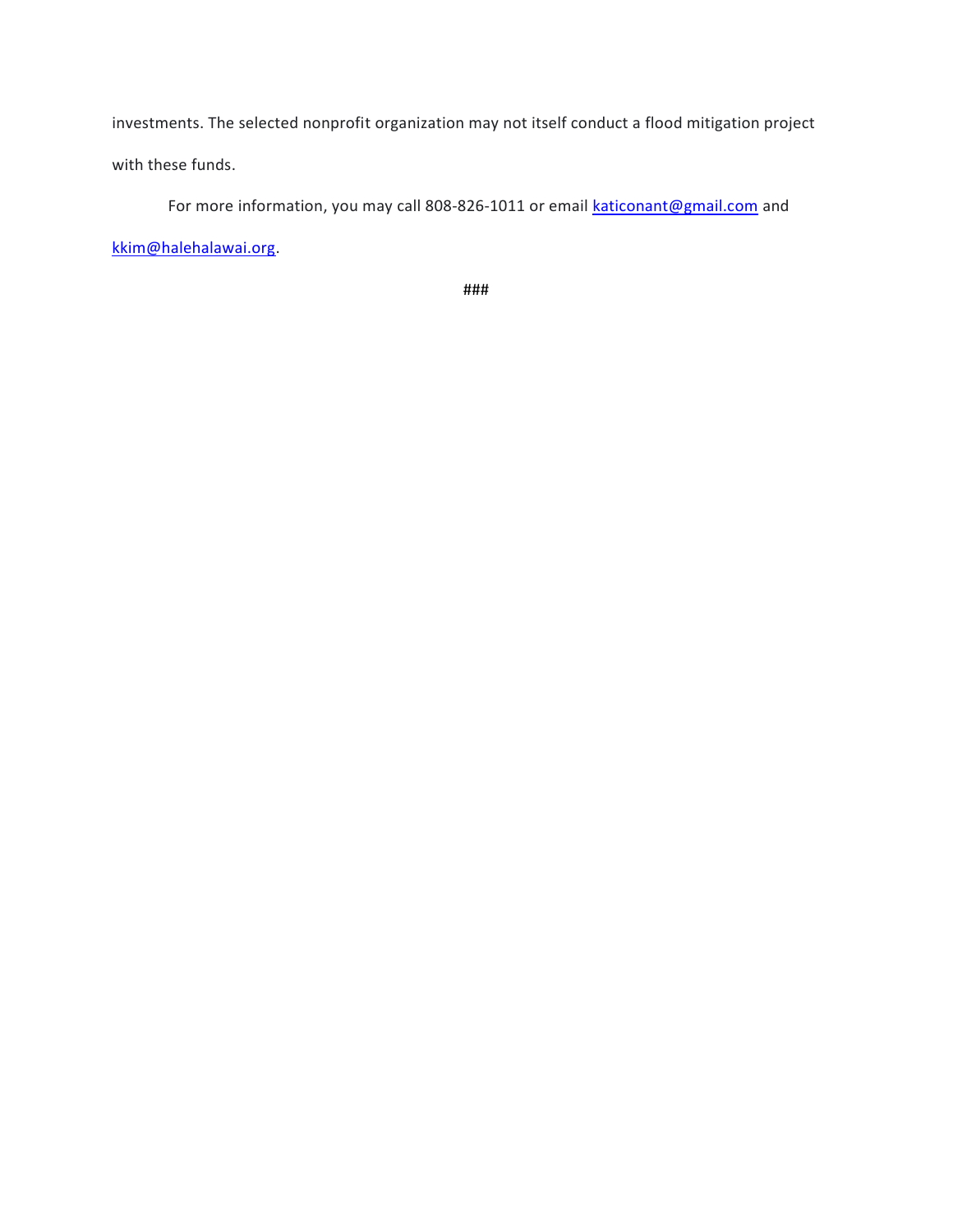investments. The selected nonprofit organization may not itself conduct a flood mitigation project with these funds.

For more information, you may call 808-826-1011 or email katiconant@gmail.com and kkim@halehalawai.org.

###